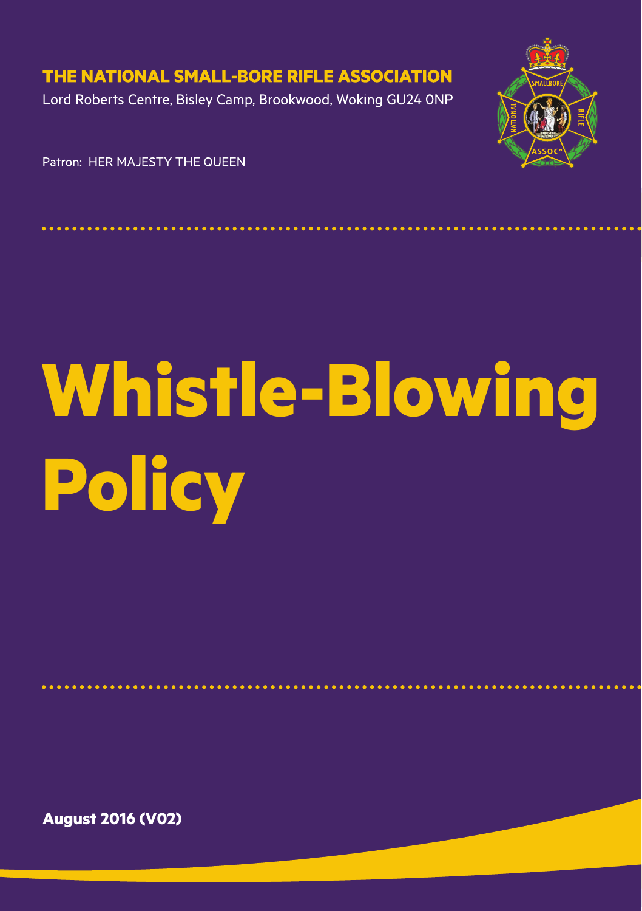**THE NATIONAL SMALL-BORE RIFLE ASSOCIATION**

Lord Roberts Centre, Bisley Camp, Brookwood, Woking GU24 0NP

Patron: HER MAJESTY THE QUEEN

# Whistle-Blowing Policy

**August 2016 (V02)**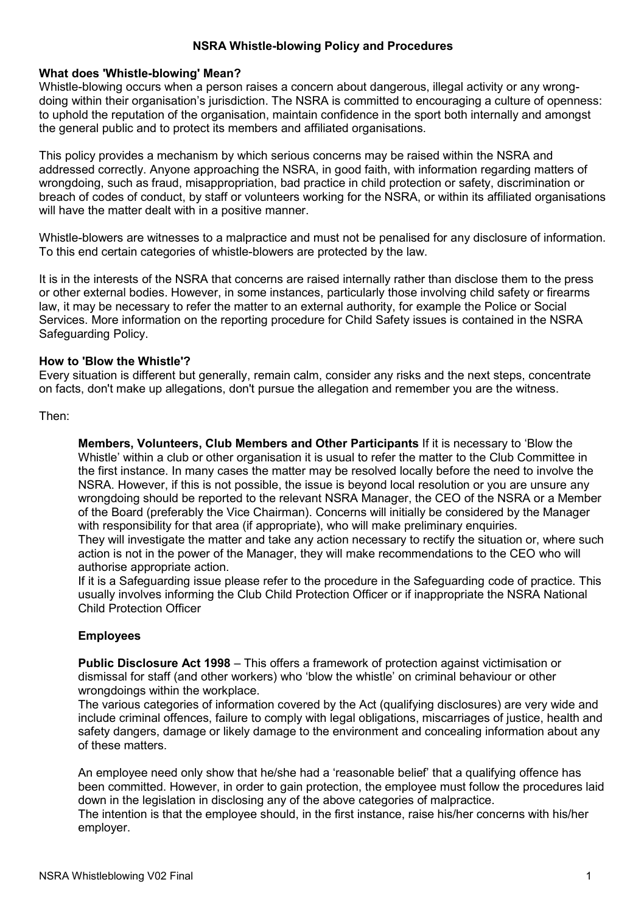# NSRA Whistle-blowing Policy and Procedures

**What does 'Whistle-blowing' Mean?**

Whistle-blowing occurs when a person raises a concern about dangerous, illegal activity or any wrong-doing within their organisation's jurisdiction. The NSRA is committed to encouraging a culture of openness: to uphold the reputation of the organisation, maintain confidence in the sport both internally and amongst the general public and to protect its members and affiliated organisations.

This policy provides a mechanism by which serious concerns may be raised within the NSRA and addressed correctly. Anyone approaching the NSRA, in good faith, with information regarding matters of wrongdoing, such as fraud, misappropriation, bad practice in child protection or safety, discrimination or breach of codes of conduct, by staff or volunteers working for the NSRA, or within its affiliated organisations will have the matter dealt with in a positive manner.

Whistle-blowers are witnesses to a malpractice and must not be penalised for any disclosure of information. To this end certain categories of whistle-blowers are protected by the law.

It is in the interests of the NSRA that concerns are raised internally rather than disclose them to the press or other external bodies. However, in some instances, particularly those involving child safety or firearms law, it may be necessary to refer the matter to an external authority, for example the Police or Social Services. More information on the reporting procedure for Child Safety issues is contained in the NSRA Safeguarding Policy.

**How to 'Blow the Whistle'?**

Every situation is different but generally, remain calm, consider any risks and the next steps, concentrate on facts, don't make up allegations, don't pursue the allegation and remember you are the witness.

Then:

**Members, Volunteers, Club Members and Other Participants** If it is necessary to 'Blow the Whistle' within a club or other organisation it is usual to refer the matter to the Club Committee in the first instance. In many cases the matter may be resolved locally before the need to involve the NSRA. However, if this is not possible, the issue is beyond local resolution or you are unsure any wrongdoing should be reported to the relevant NSRA Manager, the CEO of the NSRA or a Member of the Board (preferably the Vice Chairman). Concerns will initially be considered by the Manager with responsibility for that area (if appropriate), who will make preliminary enquiries.
They will investigate the matter and take any action necessary to rectify the situation or, where such action is not in the power of the Manager, they will make recommendations to the CEO who will authorise appropriate action.
If it is a Safeguarding issue please refer to the procedure in the Safeguarding code of practice. This usually involves informing the Club Child Protection Officer or if inappropriate the NSRA National Child Protection Officer

**Employees**

**Public Disclosure Act 1998** – This offers a framework of protection against victimisation or dismissal for staff (and other workers) who 'blow the whistle' on criminal behaviour or other wrongdoings within the workplace.
The various categories of information covered by the Act (qualifying disclosures) are very wide and include criminal offences, failure to comply with legal obligations, miscarriages of justice, health and safety dangers, damage or likely damage to the environment and concealing information about any of these matters.

An employee need only show that he/she had a 'reasonable belief' that a qualifying offence has been committed. However, in order to gain protection, the employee must follow the procedures laid down in the legislation in disclosing any of the above categories of malpractice.
The intention is that the employee should, in the first instance, raise his/her concerns with his/her employer.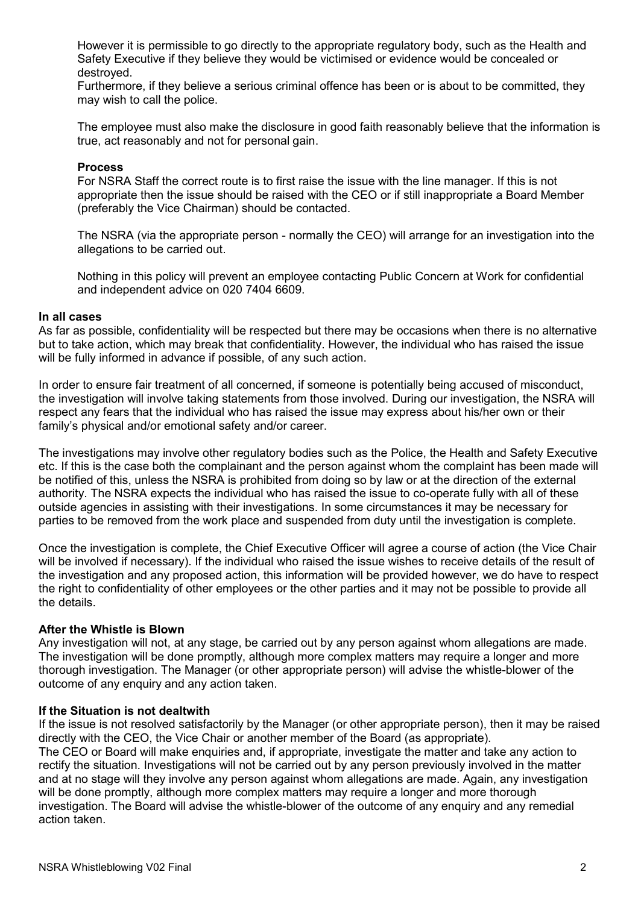However it is permissible to go directly to the appropriate regulatory body, such as the Health and Safety Executive if they believe they would be victimised or evidence would be concealed or destroyed.
Furthermore, if they believe a serious criminal offence has been or is about to be committed, they may wish to call the police.

The employee must also make the disclosure in good faith reasonably believe that the information is true, act reasonably and not for personal gain.

**Process**
For NSRA Staff the correct route is to first raise the issue with the line manager. If this is not appropriate then the issue should be raised with the CEO or if still inappropriate a Board Member (preferably the Vice Chairman) should be contacted.

The NSRA (via the appropriate person - normally the CEO) will arrange for an investigation into the allegations to be carried out.

Nothing in this policy will prevent an employee contacting Public Concern at Work for confidential and independent advice on 020 7404 6609.

**In all cases**
As far as possible, confidentiality will be respected but there may be occasions when there is no alternative but to take action, which may break that confidentiality. However, the individual who has raised the issue will be fully informed in advance if possible, of any such action.

In order to ensure fair treatment of all concerned, if someone is potentially being accused of misconduct, the investigation will involve taking statements from those involved. During our investigation, the NSRA will respect any fears that the individual who has raised the issue may express about his/her own or their family's physical and/or emotional safety and/or career.

The investigations may involve other regulatory bodies such as the Police, the Health and Safety Executive etc. If this is the case both the complainant and the person against whom the complaint has been made will be notified of this, unless the NSRA is prohibited from doing so by law or at the direction of the external authority. The NSRA expects the individual who has raised the issue to co-operate fully with all of these outside agencies in assisting with their investigations. In some circumstances it may be necessary for parties to be removed from the work place and suspended from duty until the investigation is complete.

Once the investigation is complete, the Chief Executive Officer will agree a course of action (the Vice Chair will be involved if necessary). If the individual who raised the issue wishes to receive details of the result of the investigation and any proposed action, this information will be provided however, we do have to respect the right to confidentiality of other employees or the other parties and it may not be possible to provide all the details.

**After the Whistle is Blown**
Any investigation will not, at any stage, be carried out by any person against whom allegations are made. The investigation will be done promptly, although more complex matters may require a longer and more thorough investigation. The Manager (or other appropriate person) will advise the whistle-blower of the outcome of any enquiry and any action taken.

**If the Situation is not dealtwith**
If the issue is not resolved satisfactorily by the Manager (or other appropriate person), then it may be raised directly with the CEO, the Vice Chair or another member of the Board (as appropriate).
The CEO or Board will make enquiries and, if appropriate, investigate the matter and take any action to rectify the situation. Investigations will not be carried out by any person previously involved in the matter and at no stage will they involve any person against whom allegations are made. Again, any investigation will be done promptly, although more complex matters may require a longer and more thorough investigation. The Board will advise the whistle-blower of the outcome of any enquiry and any remedial action taken.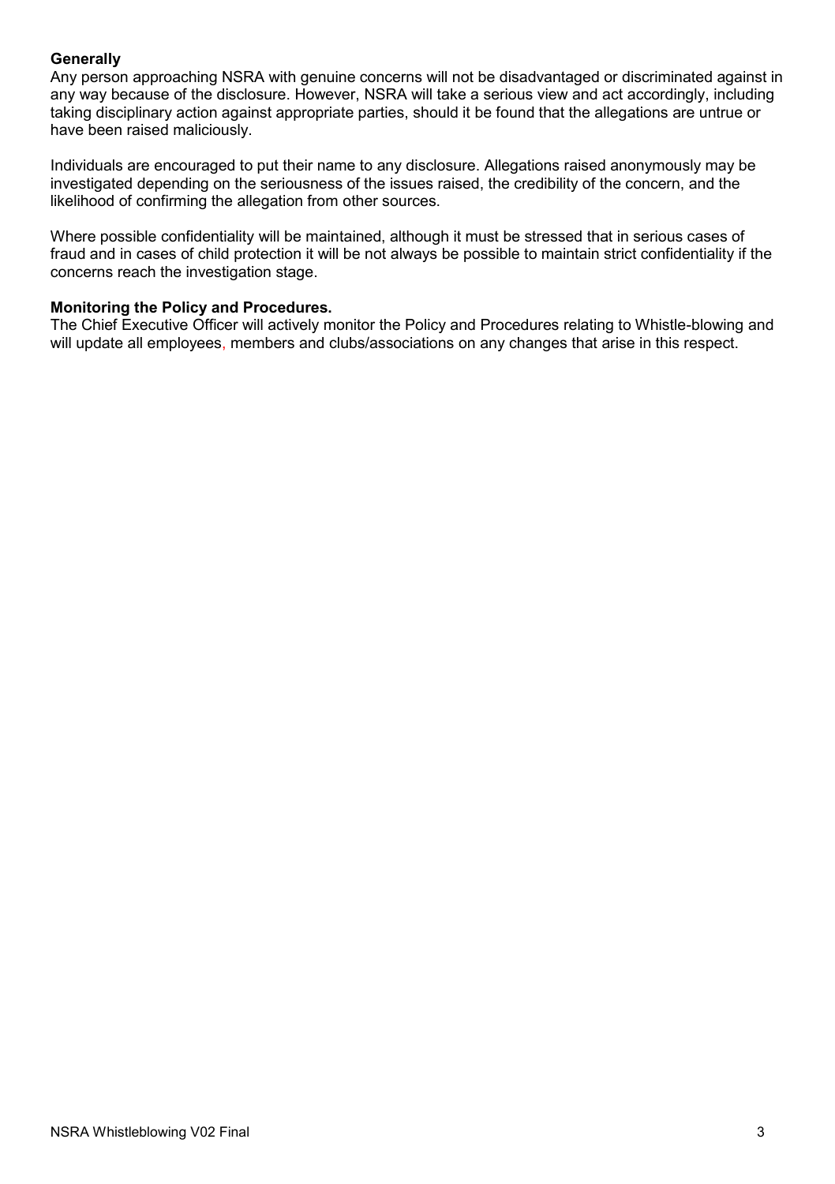**Generally**

Any person approaching NSRA with genuine concerns will not be disadvantaged or discriminated against in any way because of the disclosure. However, NSRA will take a serious view and act accordingly, including taking disciplinary action against appropriate parties, should it be found that the allegations are untrue or have been raised maliciously.

Individuals are encouraged to put their name to any disclosure. Allegations raised anonymously may be investigated depending on the seriousness of the issues raised, the credibility of the concern, and the likelihood of confirming the allegation from other sources.

Where possible confidentiality will be maintained, although it must be stressed that in serious cases of fraud and in cases of child protection it will be not always be possible to maintain strict confidentiality if the concerns reach the investigation stage.

**Monitoring the Policy and Procedures.**

The Chief Executive Officer will actively monitor the Policy and Procedures relating to Whistle-blowing and will update all employees, members and clubs/associations on any changes that arise in this respect.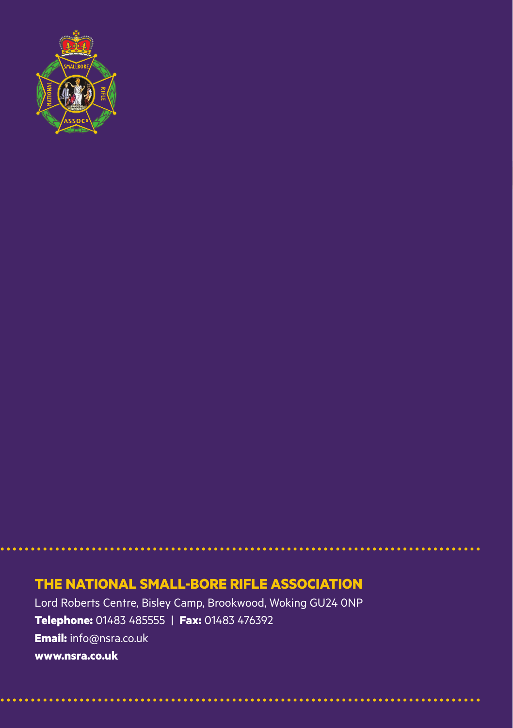**THE NATIONAL SMALL-BORE RIFLE ASSOCIATION**

Lord Roberts Centre, Bisley Camp, Brookwood, Woking GU24 0NP

**Telephone:** 01483 485555 | **Fax:** 01483 476392

**Email:** info@nsra.co.uk

**www.nsra.co.uk**